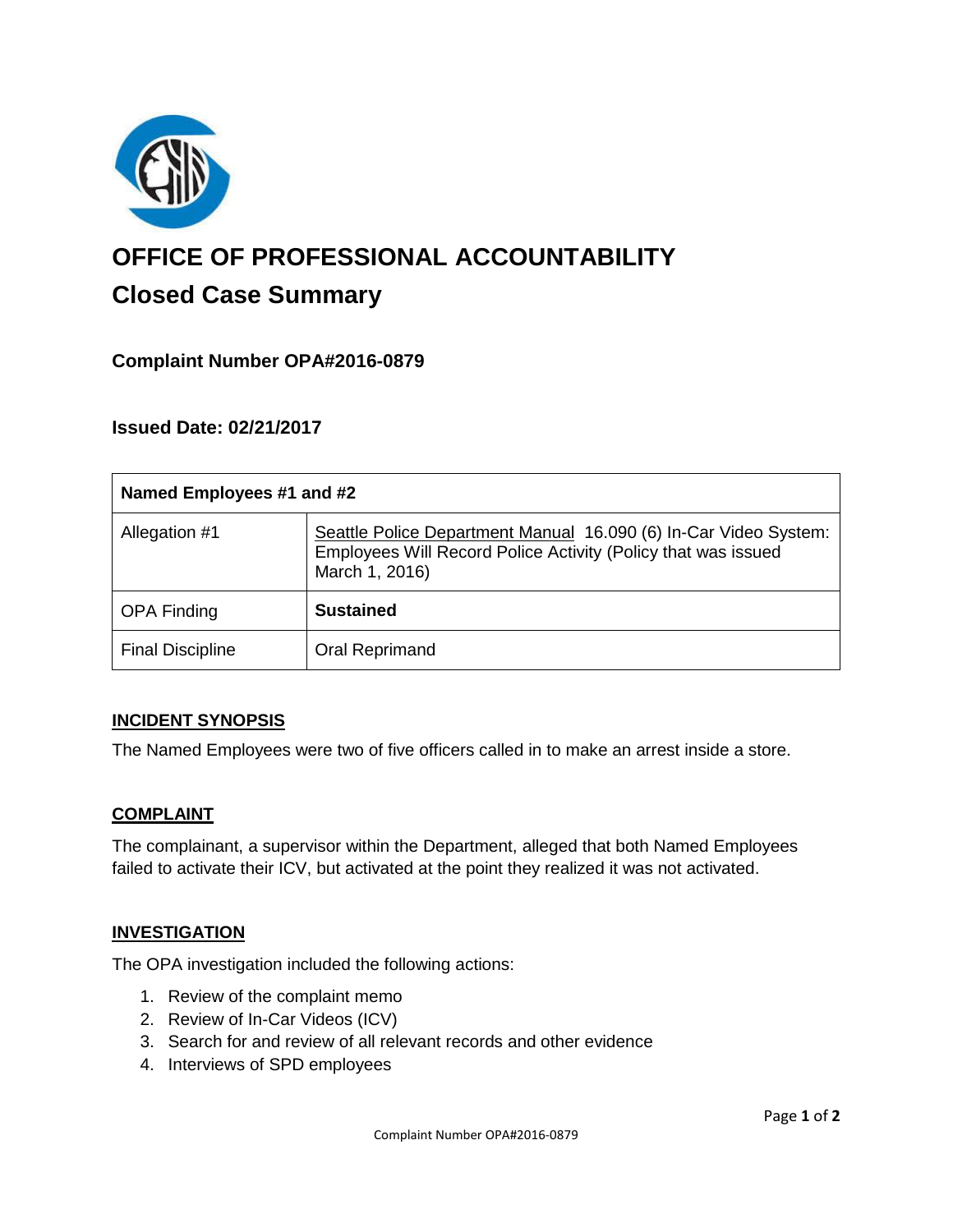# OFFICE OF PROFESSIONAL ACCOUNTABILITY

## Closed Case Summary

### Complaint Number OPA#2016-0879

### Issued Date: 02/21/2017

| Named Employees #1 and #2 | |
|---|---|
| Allegation #1 | Seattle Police Department Manual 16.090 (6) In-Car Video System: Employees Will Record Police Activity (Policy that was issued March 1, 2016) |
| OPA Finding | **Sustained** |
| Final Discipline | Oral Reprimand |

**INCIDENT SYNOPSIS**

The Named Employees were two of five officers called in to make an arrest inside a store.

**COMPLAINT**

The complainant, a supervisor within the Department, alleged that both Named Employees failed to activate their ICV, but activated at the point they realized it was not activated.

**INVESTIGATION**

The OPA investigation included the following actions:

1. Review of the complaint memo
2. Review of In-Car Videos (ICV)
3. Search for and review of all relevant records and other evidence
4. Interviews of SPD employees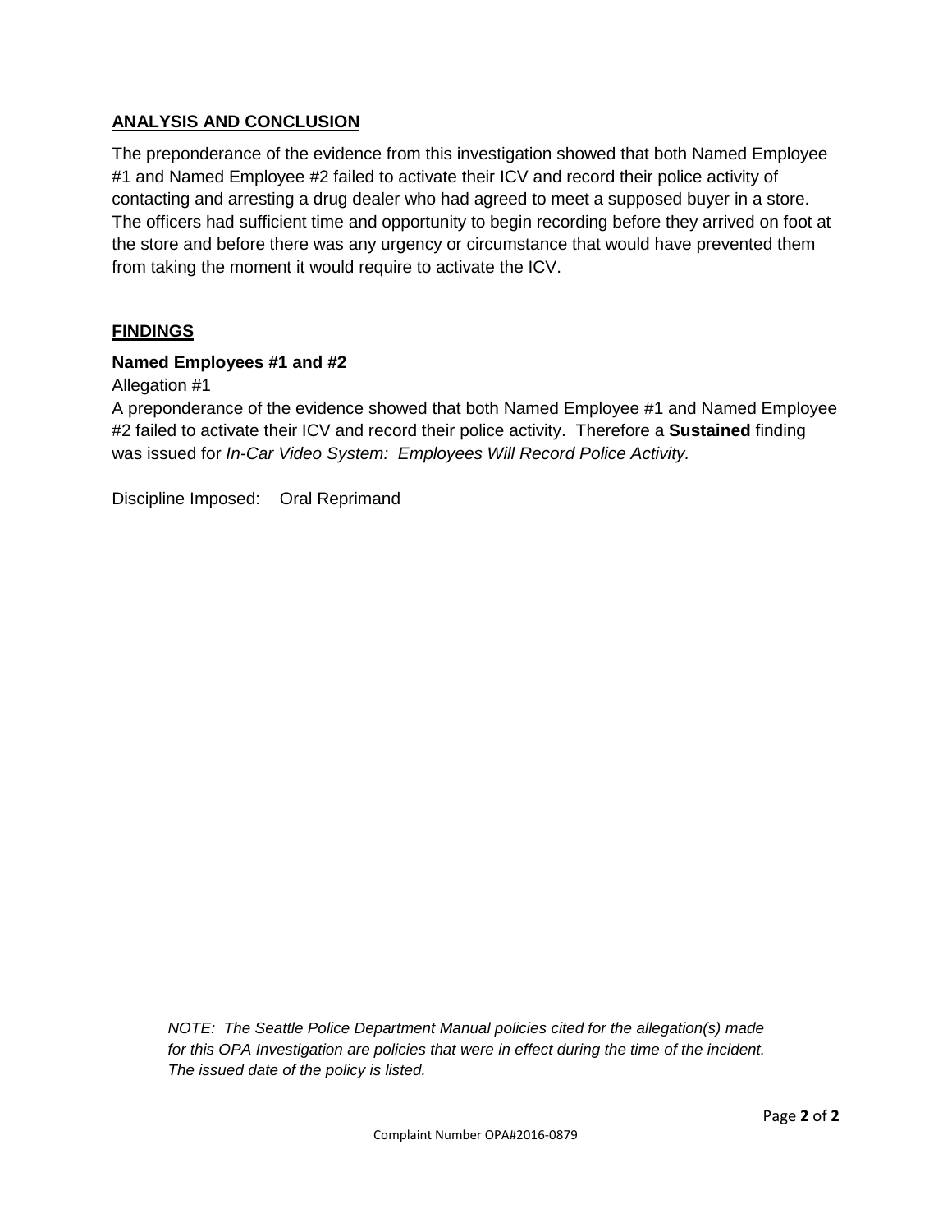## ANALYSIS AND CONCLUSION

The preponderance of the evidence from this investigation showed that both Named Employee #1 and Named Employee #2 failed to activate their ICV and record their police activity of contacting and arresting a drug dealer who had agreed to meet a supposed buyer in a store. The officers had sufficient time and opportunity to begin recording before they arrived on foot at the store and before there was any urgency or circumstance that would have prevented them from taking the moment it would require to activate the ICV.

## FINDINGS

**Named Employees #1 and #2**

Allegation #1

A preponderance of the evidence showed that both Named Employee #1 and Named Employee #2 failed to activate their ICV and record their police activity. Therefore a **Sustained** finding was issued for *In-Car Video System: Employees Will Record Police Activity.*

Discipline Imposed: Oral Reprimand

*NOTE: The Seattle Police Department Manual policies cited for the allegation(s) made for this OPA Investigation are policies that were in effect during the time of the incident. The issued date of the policy is listed.*

Complaint Number OPA#2016-0879